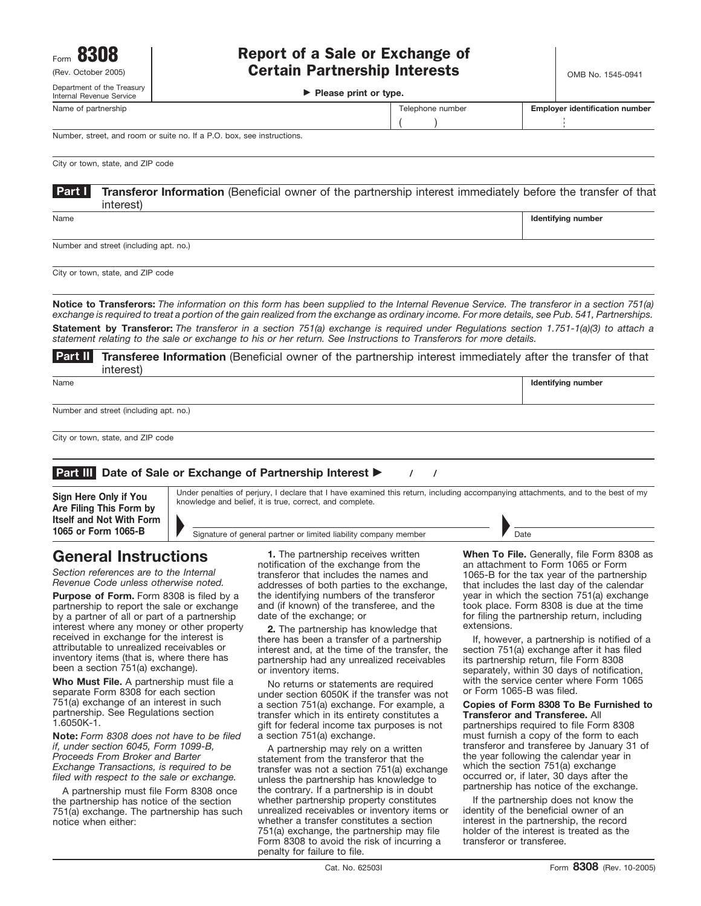Form **8308**
(Rev. October 2005)
Department of the Treasury
Internal Revenue Service

# Report of a Sale or Exchange of Certain Partnership Interests

▶ **Please print or type.**

OMB No. 1545-0941

| Name of partnership | Telephone number | **Employer identification number** |
|---|---|---|
| | ( ) | |

Number, street, and room or suite no. If a P.O. box, see instructions.

City or town, state, and ZIP code

## Part I Transferor Information (Beneficial owner of the partnership interest immediately before the transfer of that interest)

| Name | **Identifying number** |
|---|---|
| | |

Number and street (including apt. no.)

City or town, state, and ZIP code

**Notice to Transferors:** *The information on this form has been supplied to the Internal Revenue Service. The transferor in a section 751(a) exchange is required to treat a portion of the gain realized from the exchange as ordinary income. For more details, see Pub. 541, Partnerships.*

**Statement by Transferor:** *The transferor in a section 751(a) exchange is required under Regulations section 1.751-1(a)(3) to attach a statement relating to the sale or exchange to his or her return. See Instructions to Transferors for more details.*

## Part II Transferee Information (Beneficial owner of the partnership interest immediately after the transfer of that interest)

| Name | **Identifying number** |
|---|---|
| | |

Number and street (including apt. no.)

City or town, state, and ZIP code

## Part III Date of Sale or Exchange of Partnership Interest ▶ / /

**Sign Here Only if You Are Filing This Form by Itself and Not With Form 1065 or Form 1065-B**

Under penalties of perjury, I declare that I have examined this return, including accompanying attachments, and to the best of my knowledge and belief, it is true, correct, and complete.

Signature of general partner or limited liability company member ▶ Date

# General Instructions

*Section references are to the Internal Revenue Code unless otherwise noted.*

**Purpose of Form.** Form 8308 is filed by a partnership to report the sale or exchange by a partner of all or part of a partnership interest where any money or other property received in exchange for the interest is attributable to unrealized receivables or inventory items (that is, where there has been a section 751(a) exchange).

**Who Must File.** A partnership must file a separate Form 8308 for each section 751(a) exchange of an interest in such partnership. See Regulations section 1.6050K-1.

**Note:** *Form 8308 does not have to be filed if, under section 6045, Form 1099-B, Proceeds From Broker and Barter Exchange Transactions, is required to be filed with respect to the sale or exchange.*

A partnership must file Form 8308 once the partnership has notice of the section 751(a) exchange. The partnership has such notice when either:

**1.** The partnership receives written notification of the exchange from the transferor that includes the names and addresses of both parties to the exchange, the identifying numbers of the transferor and (if known) of the transferee, and the date of the exchange; or

**2.** The partnership has knowledge that there has been a transfer of a partnership interest and, at the time of the transfer, the partnership had any unrealized receivables or inventory items.

No returns or statements are required under section 6050K if the transfer was not a section 751(a) exchange. For example, a transfer which in its entirety constitutes a gift for federal income tax purposes is not a section 751(a) exchange.

A partnership may rely on a written statement from the transferor that the transfer was not a section 751(a) exchange unless the partnership has knowledge to the contrary. If a partnership is in doubt whether partnership property constitutes unrealized receivables or inventory items or whether a transfer constitutes a section 751(a) exchange, the partnership may file Form 8308 to avoid the risk of incurring a penalty for failure to file.

**When To File.** Generally, file Form 8308 as an attachment to Form 1065 or Form 1065-B for the tax year of the partnership that includes the last day of the calendar year in which the section 751(a) exchange took place. Form 8308 is due at the time for filing the partnership return, including extensions.

If, however, a partnership is notified of a section 751(a) exchange after it has filed its partnership return, file Form 8308 separately, within 30 days of notification, with the service center where Form 1065 or Form 1065-B was filed.

**Copies of Form 8308 To Be Furnished to Transferor and Transferee.** All partnerships required to file Form 8308 must furnish a copy of the form to each transferor and transferee by January 31 of the year following the calendar year in which the section 751(a) exchange occurred or, if later, 30 days after the partnership has notice of the exchange.

If the partnership does not know the identity of the beneficial owner of an interest in the partnership, the record holder of the interest is treated as the transferor or transferee.

Cat. No. 62503I Form **8308** (Rev. 10-2005)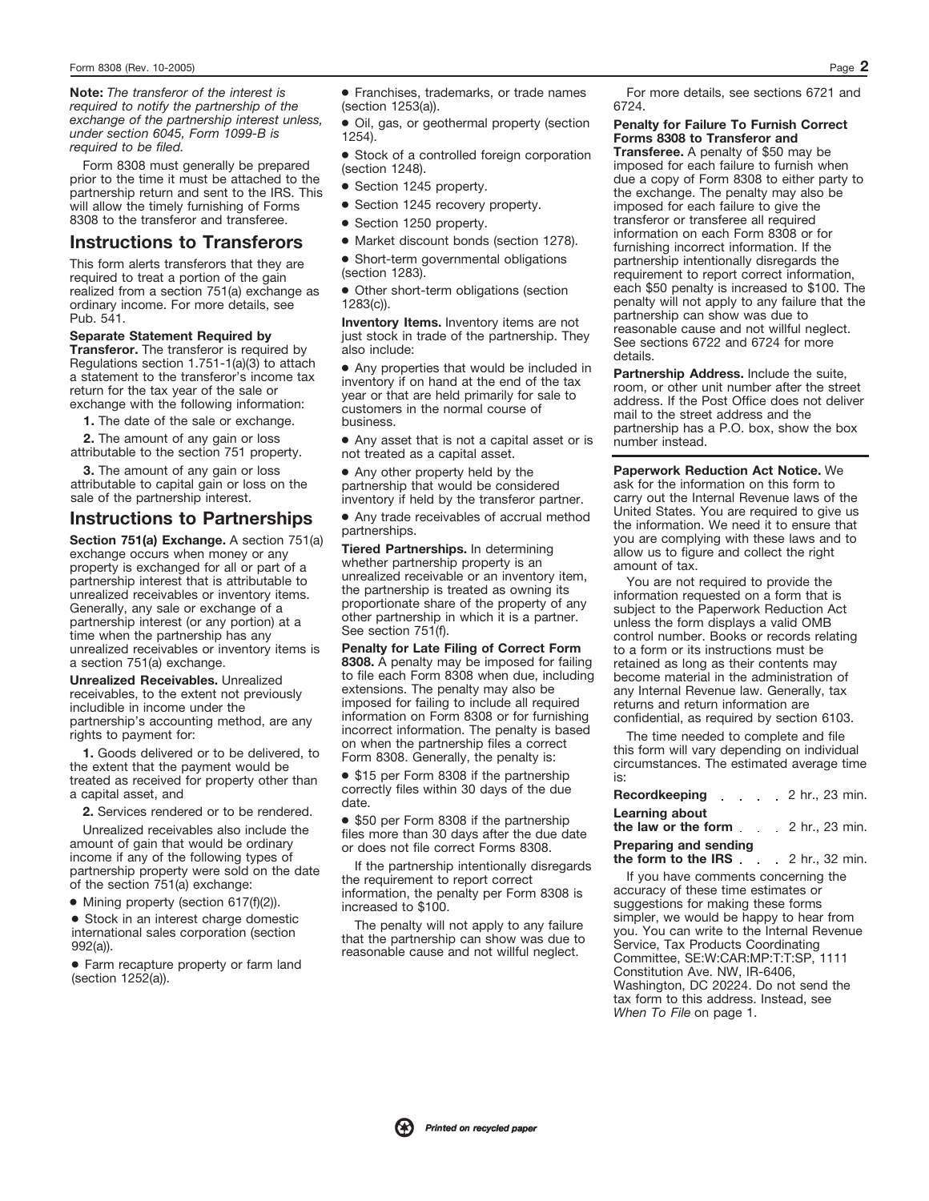**Note:** *The transferor of the interest is required to notify the partnership of the exchange of the partnership interest unless, under section 6045, Form 1099-B is required to be filed.*

Form 8308 must generally be prepared prior to the time it must be attached to the partnership return and sent to the IRS. This will allow the timely furnishing of Forms 8308 to the transferor and transferee.

## Instructions to Transferors

This form alerts transferors that they are required to treat a portion of the gain realized from a section 751(a) exchange as ordinary income. For more details, see Pub. 541.

**Separate Statement Required by Transferor.** The transferor is required by Regulations section 1.751-1(a)(3) to attach a statement to the transferor's income tax return for the tax year of the sale or exchange with the following information:

**1.** The date of the sale or exchange.

**2.** The amount of any gain or loss attributable to the section 751 property.

**3.** The amount of any gain or loss attributable to capital gain or loss on the sale of the partnership interest.

## Instructions to Partnerships

**Section 751(a) Exchange.** A section 751(a) exchange occurs when money or any property is exchanged for all or part of a partnership interest that is attributable to unrealized receivables or inventory items. Generally, any sale or exchange of a partnership interest (or any portion) at a time when the partnership has any unrealized receivables or inventory items is a section 751(a) exchange.

**Unrealized Receivables.** Unrealized receivables, to the extent not previously includible in income under the partnership's accounting method, are any rights to payment for:

**1.** Goods delivered or to be delivered, to the extent that the payment would be treated as received for property other than a capital asset, and

**2.** Services rendered or to be rendered.

Unrealized receivables also include the amount of gain that would be ordinary income if any of the following types of partnership property were sold on the date of the section 751(a) exchange:

- Mining property (section 617(f)(2)).
- Stock in an interest charge domestic international sales corporation (section 992(a)).
- Farm recapture property or farm land (section 1252(a)).
- Franchises, trademarks, or trade names (section 1253(a)).
- Oil, gas, or geothermal property (section 1254).
- Stock of a controlled foreign corporation (section 1248).
- Section 1245 property.
- Section 1245 recovery property.
- Section 1250 property.
- Market discount bonds (section 1278).
- Short-term governmental obligations (section 1283).
- Other short-term obligations (section 1283(c)).

**Inventory Items.** Inventory items are not just stock in trade of the partnership. They also include:

- Any properties that would be included in inventory if on hand at the end of the tax year or that are held primarily for sale to customers in the normal course of business.
- Any asset that is not a capital asset or is not treated as a capital asset.
- Any other property held by the partnership that would be considered inventory if held by the transferor partner.
- Any trade receivables of accrual method partnerships.

**Tiered Partnerships.** In determining whether partnership property is an unrealized receivable or an inventory item, the partnership is treated as owning its proportionate share of the property of any other partnership in which it is a partner. See section 751(f).

**Penalty for Late Filing of Correct Form 8308.** A penalty may be imposed for failing to file each Form 8308 when due, including extensions. The penalty may also be imposed for failing to include all required information on Form 8308 or for furnishing incorrect information. The penalty is based on when the partnership files a correct Form 8308. Generally, the penalty is:

- $15 per Form 8308 if the partnership correctly files within 30 days of the due date.
- $50 per Form 8308 if the partnership files more than 30 days after the due date or does not file correct Forms 8308.

If the partnership intentionally disregards the requirement to report correct information, the penalty per Form 8308 is increased to $100.

The penalty will not apply to any failure that the partnership can show was due to reasonable cause and not willful neglect.

For more details, see sections 6721 and 6724.

**Penalty for Failure To Furnish Correct Forms 8308 to Transferor and Transferee.** A penalty of $50 may be imposed for each failure to furnish when due a copy of Form 8308 to either party to the exchange. The penalty may also be imposed for each failure to give the transferor or transferee all required information on each Form 8308 or for furnishing incorrect information. If the partnership intentionally disregards the requirement to report correct information, each $50 penalty is increased to $100. The penalty will not apply to any failure that the partnership can show was due to reasonable cause and not willful neglect. See sections 6722 and 6724 for more details.

**Partnership Address.** Include the suite, room, or other unit number after the street address. If the Post Office does not deliver mail to the street address and the partnership has a P.O. box, show the box number instead.

**Paperwork Reduction Act Notice.** We ask for the information on this form to carry out the Internal Revenue laws of the United States. You are required to give us the information. We need it to ensure that you are complying with these laws and to allow us to figure and collect the right amount of tax.

You are not required to provide the information requested on a form that is subject to the Paperwork Reduction Act unless the form displays a valid OMB control number. Books or records relating to a form or its instructions must be retained as long as their contents may become material in the administration of any Internal Revenue law. Generally, tax returns and return information are confidential, as required by section 6103.

The time needed to complete and file this form will vary depending on individual circumstances. The estimated average time is:

**Recordkeeping** . . . . 2 hr., 23 min.

**Learning about the law or the form** . . . 2 hr., 23 min.

**Preparing and sending the form to the IRS** . . . 2 hr., 32 min.

If you have comments concerning the accuracy of these time estimates or suggestions for making these forms simpler, we would be happy to hear from you. You can write to the Internal Revenue Service, Tax Products Coordinating Committee, SE:W:CAR:MP:T:T:SP, 1111 Constitution Ave. NW, IR-6406, Washington, DC 20224. Do not send the tax form to this address. Instead, see *When To File* on page 1.

*Printed on recycled paper*